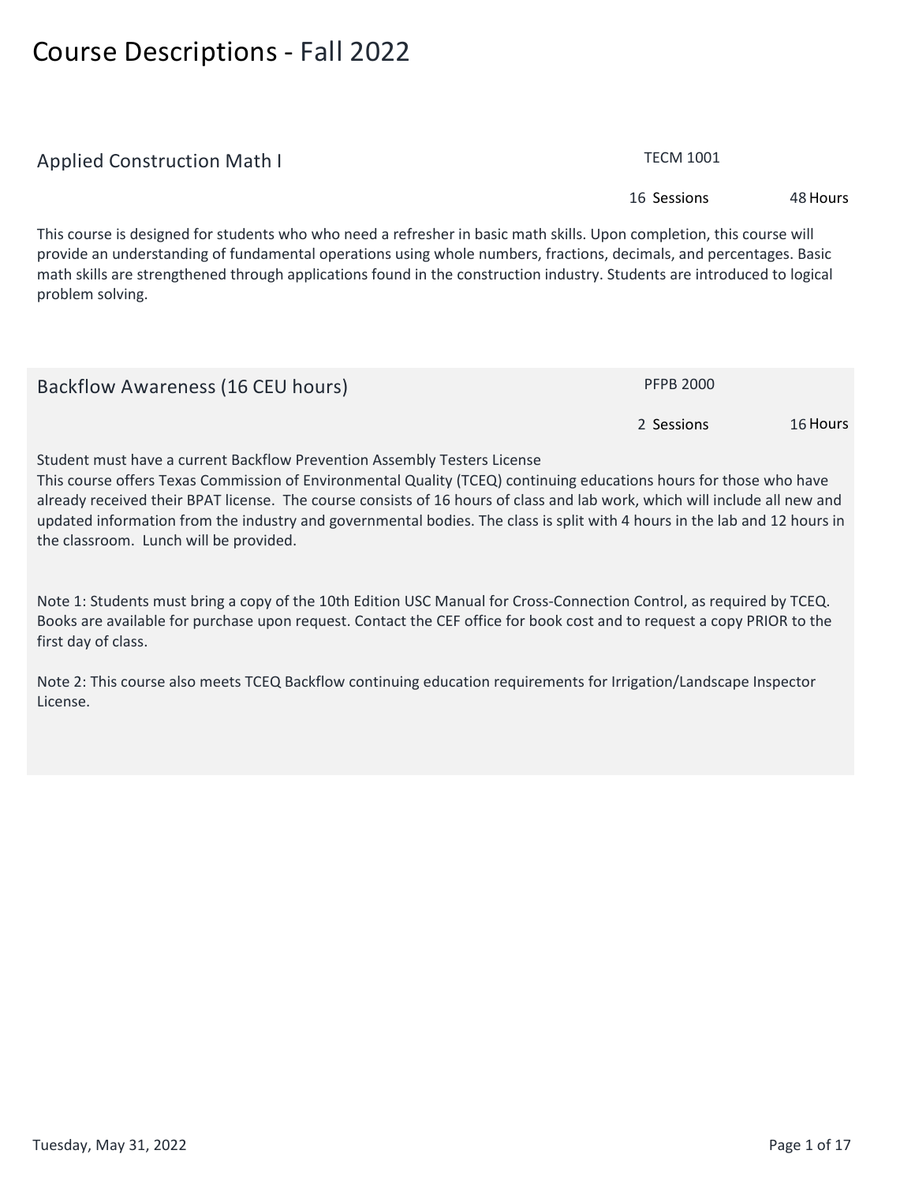# Course Descriptions - Fall 2022

## Applied Construction Math I

TECM 1001

16 Sessions 48 Hours

This course is designed for students who who need a refresher in basic math skills. Upon completion, this course will provide an understanding of fundamental operations using whole numbers, fractions, decimals, and percentages. Basic math skills are strengthened through applications found in the construction industry. Students are introduced to logical problem solving.

## Backflow Awareness (16 CEU hours)

PFPB 2000

2 Sessions 16 Hours

Student must have a current Backflow Prevention Assembly Testers License
This course offers Texas Commission of Environmental Quality (TCEQ) continuing educations hours for those who have already received their BPAT license. The course consists of 16 hours of class and lab work, which will include all new and updated information from the industry and governmental bodies. The class is split with 4 hours in the lab and 12 hours in the classroom. Lunch will be provided.

Note 1: Students must bring a copy of the 10th Edition USC Manual for Cross-Connection Control, as required by TCEQ. Books are available for purchase upon request. Contact the CEF office for book cost and to request a copy PRIOR to the first day of class.

Note 2: This course also meets TCEQ Backflow continuing education requirements for Irrigation/Landscape Inspector License.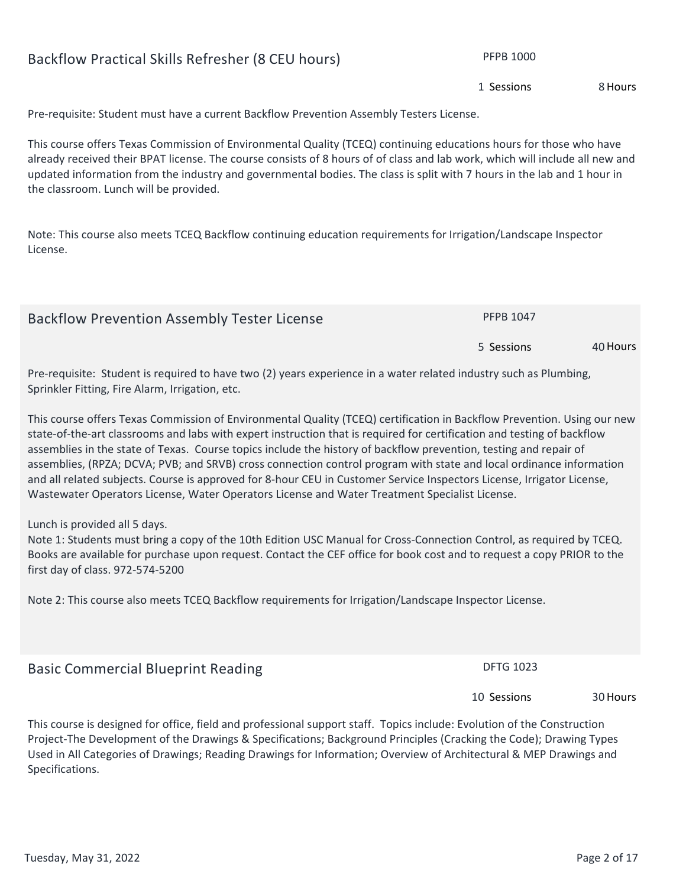## Backflow Practical Skills Refresher (8 CEU hours)

PFPB 1000

1 Sessions 8 Hours

Pre-requisite: Student must have a current Backflow Prevention Assembly Testers License.

This course offers Texas Commission of Environmental Quality (TCEQ) continuing educations hours for those who have already received their BPAT license. The course consists of 8 hours of of class and lab work, which will include all new and updated information from the industry and governmental bodies. The class is split with 7 hours in the lab and 1 hour in the classroom. Lunch will be provided.

Note: This course also meets TCEQ Backflow continuing education requirements for Irrigation/Landscape Inspector License.

## Backflow Prevention Assembly Tester License

PFPB 1047

5 Sessions 40 Hours

Pre-requisite: Student is required to have two (2) years experience in a water related industry such as Plumbing, Sprinkler Fitting, Fire Alarm, Irrigation, etc.

This course offers Texas Commission of Environmental Quality (TCEQ) certification in Backflow Prevention. Using our new state-of-the-art classrooms and labs with expert instruction that is required for certification and testing of backflow assemblies in the state of Texas. Course topics include the history of backflow prevention, testing and repair of assemblies, (RPZA; DCVA; PVB; and SRVB) cross connection control program with state and local ordinance information and all related subjects. Course is approved for 8-hour CEU in Customer Service Inspectors License, Irrigator License, Wastewater Operators License, Water Operators License and Water Treatment Specialist License.

Lunch is provided all 5 days.
Note 1: Students must bring a copy of the 10th Edition USC Manual for Cross-Connection Control, as required by TCEQ. Books are available for purchase upon request. Contact the CEF office for book cost and to request a copy PRIOR to the first day of class. 972-574-5200

Note 2: This course also meets TCEQ Backflow requirements for Irrigation/Landscape Inspector License.

## Basic Commercial Blueprint Reading

DFTG 1023

10 Sessions 30 Hours

This course is designed for office, field and professional support staff. Topics include: Evolution of the Construction Project-The Development of the Drawings & Specifications; Background Principles (Cracking the Code); Drawing Types Used in All Categories of Drawings; Reading Drawings for Information; Overview of Architectural & MEP Drawings and Specifications.

Tuesday, May 31, 2022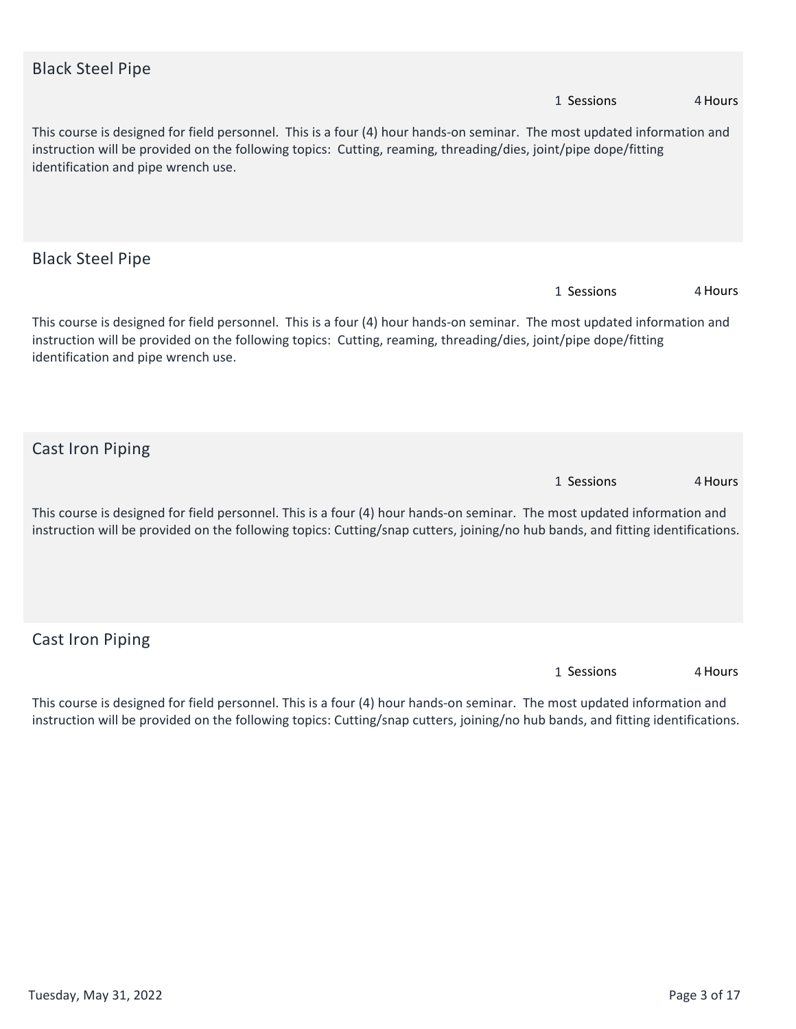## Black Steel Pipe

1 Sessions 4 Hours

This course is designed for field personnel. This is a four (4) hour hands-on seminar. The most updated information and instruction will be provided on the following topics: Cutting, reaming, threading/dies, joint/pipe dope/fitting identification and pipe wrench use.

## Black Steel Pipe

1 Sessions 4 Hours

This course is designed for field personnel. This is a four (4) hour hands-on seminar. The most updated information and instruction will be provided on the following topics: Cutting, reaming, threading/dies, joint/pipe dope/fitting identification and pipe wrench use.

## Cast Iron Piping

1 Sessions 4 Hours

This course is designed for field personnel. This is a four (4) hour hands-on seminar. The most updated information and instruction will be provided on the following topics: Cutting/snap cutters, joining/no hub bands, and fitting identifications.

## Cast Iron Piping

1 Sessions 4 Hours

This course is designed for field personnel. This is a four (4) hour hands-on seminar. The most updated information and instruction will be provided on the following topics: Cutting/snap cutters, joining/no hub bands, and fitting identifications.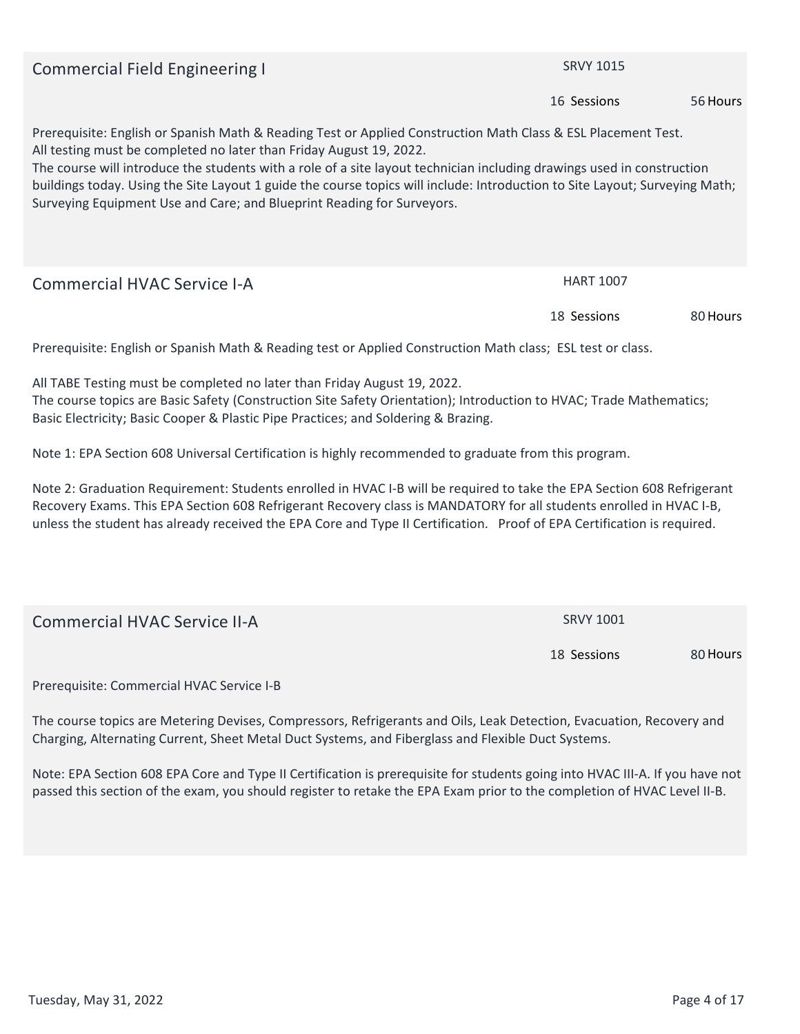## Commercial Field Engineering I

SRVY 1015

16 Sessions 56 Hours

Prerequisite: English or Spanish Math & Reading Test or Applied Construction Math Class & ESL Placement Test.
All testing must be completed no later than Friday August 19, 2022.
The course will introduce the students with a role of a site layout technician including drawings used in construction buildings today. Using the Site Layout 1 guide the course topics will include: Introduction to Site Layout; Surveying Math; Surveying Equipment Use and Care; and Blueprint Reading for Surveyors.

## Commercial HVAC Service I-A

HART 1007

18 Sessions 80 Hours

Prerequisite: English or Spanish Math & Reading test or Applied Construction Math class; ESL test or class.

All TABE Testing must be completed no later than Friday August 19, 2022.
The course topics are Basic Safety (Construction Site Safety Orientation); Introduction to HVAC; Trade Mathematics; Basic Electricity; Basic Cooper & Plastic Pipe Practices; and Soldering & Brazing.

Note 1: EPA Section 608 Universal Certification is highly recommended to graduate from this program.

Note 2: Graduation Requirement: Students enrolled in HVAC I-B will be required to take the EPA Section 608 Refrigerant Recovery Exams. This EPA Section 608 Refrigerant Recovery class is MANDATORY for all students enrolled in HVAC I-B, unless the student has already received the EPA Core and Type II Certification. Proof of EPA Certification is required.

## Commercial HVAC Service II-A

SRVY 1001

18 Sessions 80 Hours

Prerequisite: Commercial HVAC Service I-B

The course topics are Metering Devises, Compressors, Refrigerants and Oils, Leak Detection, Evacuation, Recovery and Charging, Alternating Current, Sheet Metal Duct Systems, and Fiberglass and Flexible Duct Systems.

Note: EPA Section 608 EPA Core and Type II Certification is prerequisite for students going into HVAC III-A. If you have not passed this section of the exam, you should register to retake the EPA Exam prior to the completion of HVAC Level II-B.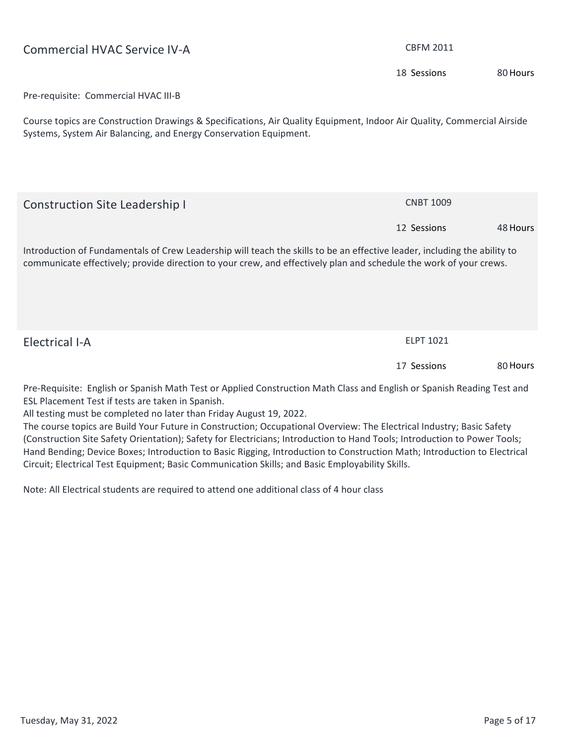## Commercial HVAC Service IV-A

CBFM 2011

18 Sessions | 80 Hours

Pre-requisite: Commercial HVAC III-B

Course topics are Construction Drawings & Specifications, Air Quality Equipment, Indoor Air Quality, Commercial Airside Systems, System Air Balancing, and Energy Conservation Equipment.

## Construction Site Leadership I

CNBT 1009

12 Sessions | 48 Hours

Introduction of Fundamentals of Crew Leadership will teach the skills to be an effective leader, including the ability to communicate effectively; provide direction to your crew, and effectively plan and schedule the work of your crews.

## Electrical I-A

ELPT 1021

17 Sessions | 80 Hours

Pre-Requisite: English or Spanish Math Test or Applied Construction Math Class and English or Spanish Reading Test and ESL Placement Test if tests are taken in Spanish.

All testing must be completed no later than Friday August 19, 2022.

The course topics are Build Your Future in Construction; Occupational Overview: The Electrical Industry; Basic Safety (Construction Site Safety Orientation); Safety for Electricians; Introduction to Hand Tools; Introduction to Power Tools; Hand Bending; Device Boxes; Introduction to Basic Rigging, Introduction to Construction Math; Introduction to Electrical Circuit; Electrical Test Equipment; Basic Communication Skills; and Basic Employability Skills.

Note: All Electrical students are required to attend one additional class of 4 hour class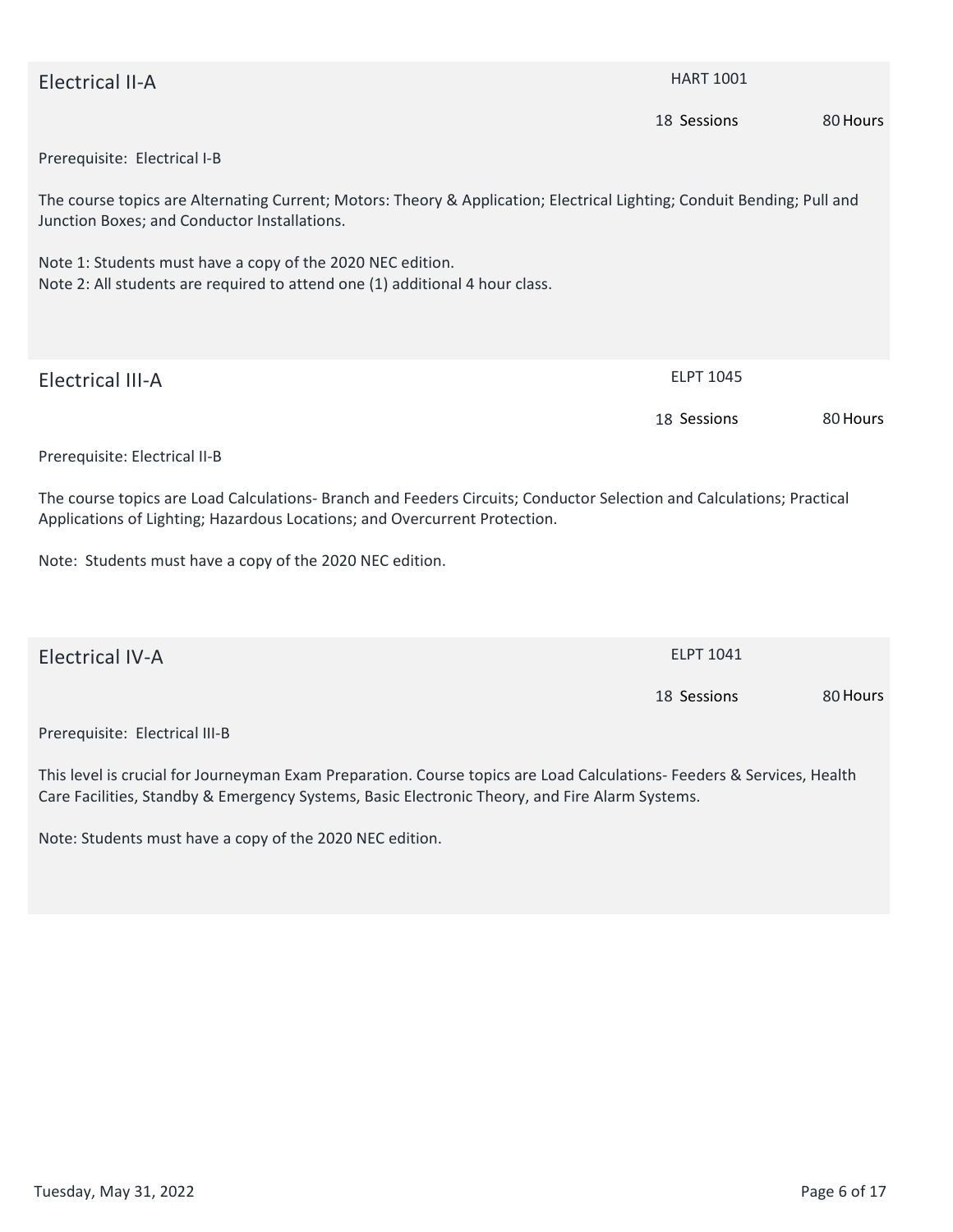## Electrical II-A

HART 1001

18 Sessions 80 Hours

Prerequisite: Electrical I-B

The course topics are Alternating Current; Motors: Theory & Application; Electrical Lighting; Conduit Bending; Pull and Junction Boxes; and Conductor Installations.

Note 1: Students must have a copy of the 2020 NEC edition.
Note 2: All students are required to attend one (1) additional 4 hour class.

## Electrical III-A

ELPT 1045

18 Sessions 80 Hours

Prerequisite: Electrical II-B

The course topics are Load Calculations- Branch and Feeders Circuits; Conductor Selection and Calculations; Practical Applications of Lighting; Hazardous Locations; and Overcurrent Protection.

Note: Students must have a copy of the 2020 NEC edition.

## Electrical IV-A

ELPT 1041

18 Sessions 80 Hours

Prerequisite: Electrical III-B

This level is crucial for Journeyman Exam Preparation. Course topics are Load Calculations- Feeders & Services, Health Care Facilities, Standby & Emergency Systems, Basic Electronic Theory, and Fire Alarm Systems.

Note: Students must have a copy of the 2020 NEC edition.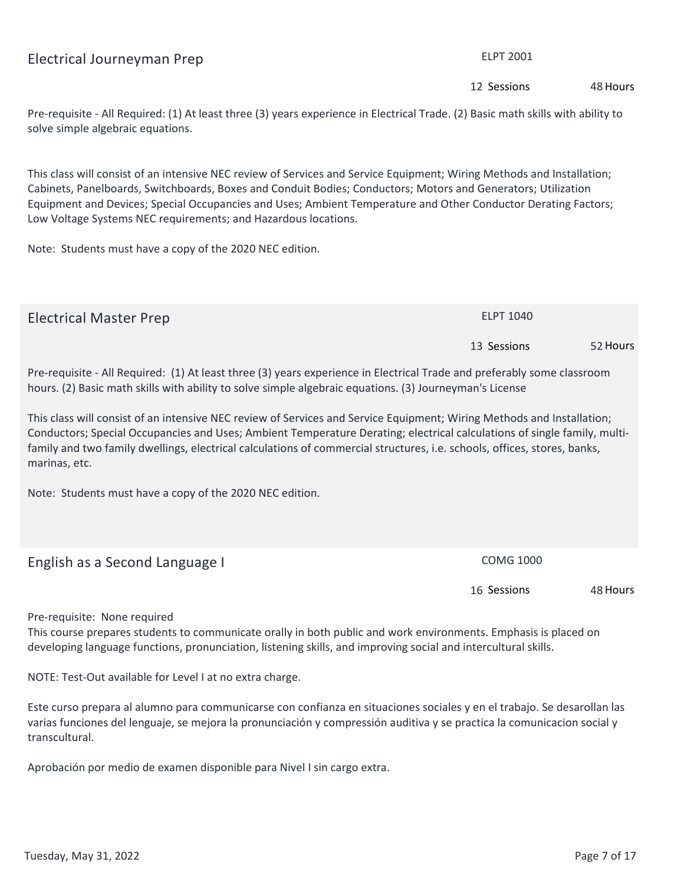## Electrical Journeyman Prep

ELPT 2001

12 Sessions 48 Hours

Pre-requisite - All Required: (1) At least three (3) years experience in Electrical Trade. (2) Basic math skills with ability to solve simple algebraic equations.

This class will consist of an intensive NEC review of Services and Service Equipment; Wiring Methods and Installation; Cabinets, Panelboards, Switchboards, Boxes and Conduit Bodies; Conductors; Motors and Generators; Utilization Equipment and Devices; Special Occupancies and Uses; Ambient Temperature and Other Conductor Derating Factors; Low Voltage Systems NEC requirements; and Hazardous locations.

Note: Students must have a copy of the 2020 NEC edition.

## Electrical Master Prep

ELPT 1040

13 Sessions 52 Hours

Pre-requisite - All Required: (1) At least three (3) years experience in Electrical Trade and preferably some classroom hours. (2) Basic math skills with ability to solve simple algebraic equations. (3) Journeyman's License

This class will consist of an intensive NEC review of Services and Service Equipment; Wiring Methods and Installation; Conductors; Special Occupancies and Uses; Ambient Temperature Derating; electrical calculations of single family, multi-family and two family dwellings, electrical calculations of commercial structures, i.e. schools, offices, stores, banks, marinas, etc.

Note: Students must have a copy of the 2020 NEC edition.

## English as a Second Language I

COMG 1000

16 Sessions 48 Hours

Pre-requisite: None required

This course prepares students to communicate orally in both public and work environments. Emphasis is placed on developing language functions, pronunciation, listening skills, and improving social and intercultural skills.

NOTE: Test-Out available for Level I at no extra charge.

Este curso prepara al alumno para communicarse con confianza en situaciones sociales y en el trabajo. Se desarollan las varias funciones del lenguaje, se mejora la pronunciación y compressión auditiva y se practica la comunicacion social y transcultural.

Aprobación por medio de examen disponible para Nivel I sin cargo extra.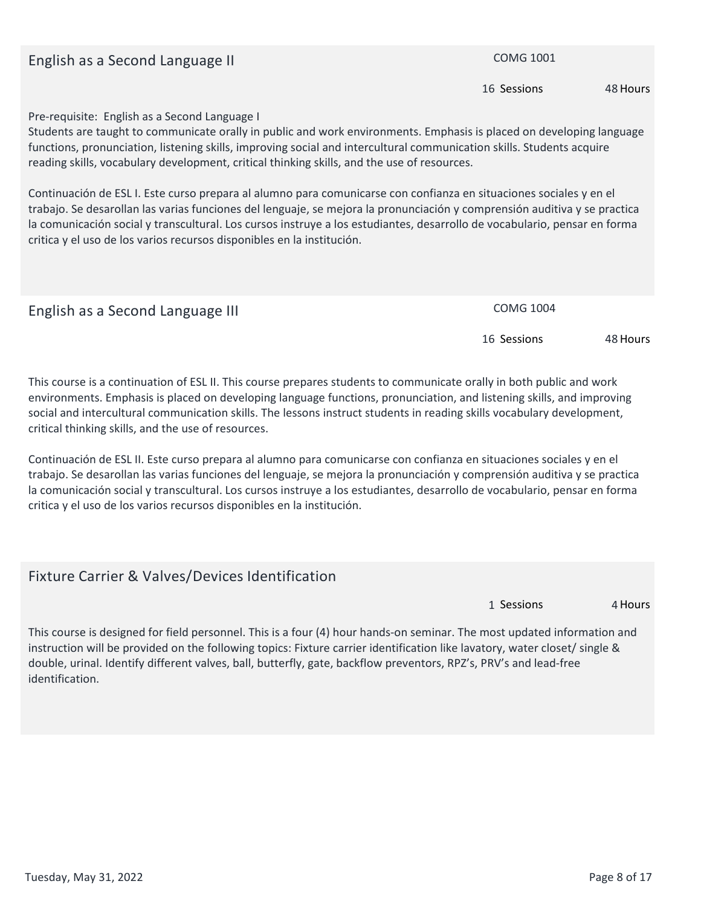## English as a Second Language II

COMG 1001

16 Sessions 48 Hours

Pre-requisite: English as a Second Language I

Students are taught to communicate orally in public and work environments. Emphasis is placed on developing language functions, pronunciation, listening skills, improving social and intercultural communication skills. Students acquire reading skills, vocabulary development, critical thinking skills, and the use of resources.

Continuación de ESL I. Este curso prepara al alumno para comunicarse con confianza en situaciones sociales y en el trabajo. Se desarollan las varias funciones del lenguaje, se mejora la pronunciación y comprensión auditiva y se practica la comunicación social y transcultural. Los cursos instruye a los estudiantes, desarrollo de vocabulario, pensar en forma critica y el uso de los varios recursos disponibles en la institución.

## English as a Second Language III

COMG 1004

16 Sessions 48 Hours

This course is a continuation of ESL II. This course prepares students to communicate orally in both public and work environments. Emphasis is placed on developing language functions, pronunciation, and listening skills, and improving social and intercultural communication skills. The lessons instruct students in reading skills vocabulary development, critical thinking skills, and the use of resources.

Continuación de ESL II. Este curso prepara al alumno para comunicarse con confianza en situaciones sociales y en el trabajo. Se desarollan las varias funciones del lenguaje, se mejora la pronunciación y comprensión auditiva y se practica la comunicación social y transcultural. Los cursos instruye a los estudiantes, desarrollo de vocabulario, pensar en forma critica y el uso de los varios recursos disponibles en la institución.

## Fixture Carrier & Valves/Devices Identification

1 Sessions 4 Hours

This course is designed for field personnel. This is a four (4) hour hands-on seminar. The most updated information and instruction will be provided on the following topics: Fixture carrier identification like lavatory, water closet/ single & double, urinal. Identify different valves, ball, butterfly, gate, backflow preventors, RPZ's, PRV's and lead-free identification.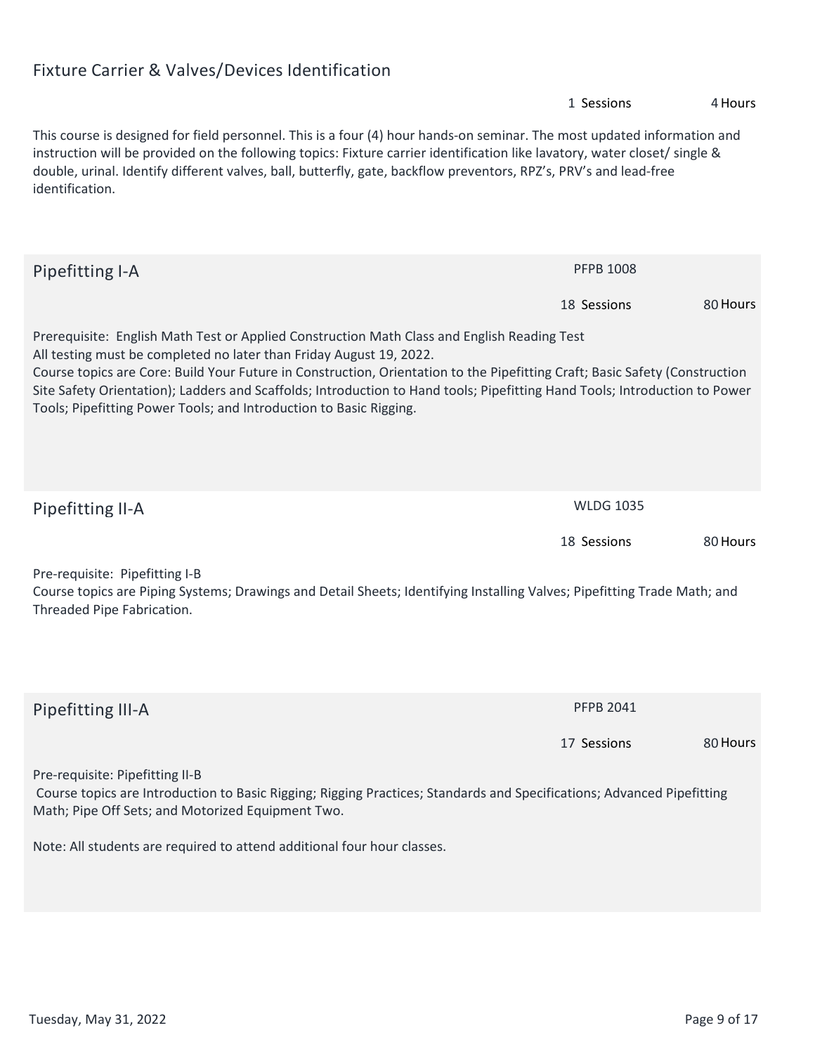## Fixture Carrier & Valves/Devices Identification

1 Sessions 4 Hours

This course is designed for field personnel. This is a four (4) hour hands-on seminar. The most updated information and instruction will be provided on the following topics: Fixture carrier identification like lavatory, water closet/ single & double, urinal. Identify different valves, ball, butterfly, gate, backflow preventors, RPZ's, PRV's and lead-free identification.

## Pipefitting I-A

PFPB 1008

18 Sessions 80 Hours

Prerequisite: English Math Test or Applied Construction Math Class and English Reading Test
All testing must be completed no later than Friday August 19, 2022.
Course topics are Core: Build Your Future in Construction, Orientation to the Pipefitting Craft; Basic Safety (Construction Site Safety Orientation); Ladders and Scaffolds; Introduction to Hand tools; Pipefitting Hand Tools; Introduction to Power Tools; Pipefitting Power Tools; and Introduction to Basic Rigging.

## Pipefitting II-A

WLDG 1035

18 Sessions 80 Hours

Pre-requisite: Pipefitting I-B
Course topics are Piping Systems; Drawings and Detail Sheets; Identifying Installing Valves; Pipefitting Trade Math; and Threaded Pipe Fabrication.

## Pipefitting III-A

PFPB 2041

17 Sessions 80 Hours

Pre-requisite: Pipefitting II-B
Course topics are Introduction to Basic Rigging; Rigging Practices; Standards and Specifications; Advanced Pipefitting Math; Pipe Off Sets; and Motorized Equipment Two.

Note: All students are required to attend additional four hour classes.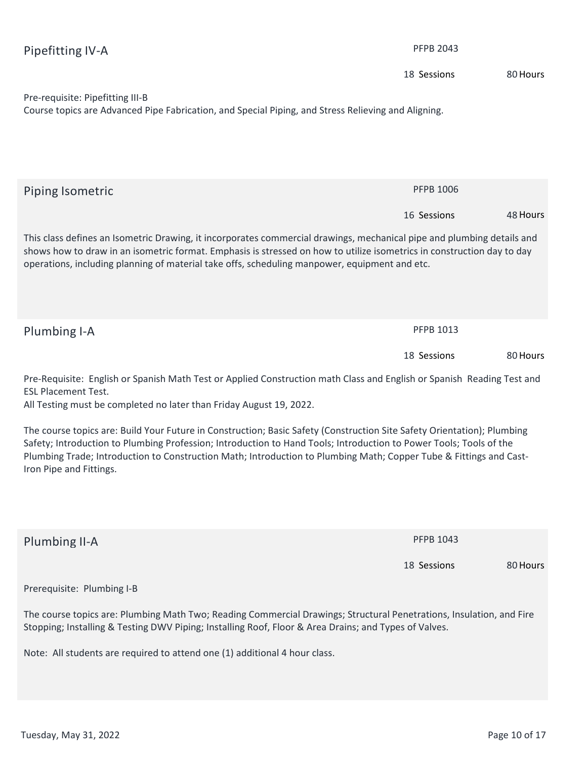## Pipefitting IV-A

PFPB 2043

18 Sessions 80 Hours

Pre-requisite: Pipefitting III-B

Course topics are Advanced Pipe Fabrication, and Special Piping, and Stress Relieving and Aligning.

## Piping Isometric

PFPB 1006

16 Sessions 48 Hours

This class defines an Isometric Drawing, it incorporates commercial drawings, mechanical pipe and plumbing details and shows how to draw in an isometric format. Emphasis is stressed on how to utilize isometrics in construction day to day operations, including planning of material take offs, scheduling manpower, equipment and etc.

## Plumbing I-A

PFPB 1013

18 Sessions 80 Hours

Pre-Requisite: English or Spanish Math Test or Applied Construction math Class and English or Spanish Reading Test and ESL Placement Test.

All Testing must be completed no later than Friday August 19, 2022.

The course topics are: Build Your Future in Construction; Basic Safety (Construction Site Safety Orientation); Plumbing Safety; Introduction to Plumbing Profession; Introduction to Hand Tools; Introduction to Power Tools; Tools of the Plumbing Trade; Introduction to Construction Math; Introduction to Plumbing Math; Copper Tube & Fittings and Cast-Iron Pipe and Fittings.

## Plumbing II-A

PFPB 1043

18 Sessions 80 Hours

Prerequisite: Plumbing I-B

The course topics are: Plumbing Math Two; Reading Commercial Drawings; Structural Penetrations, Insulation, and Fire Stopping; Installing & Testing DWV Piping; Installing Roof, Floor & Area Drains; and Types of Valves.

Note: All students are required to attend one (1) additional 4 hour class.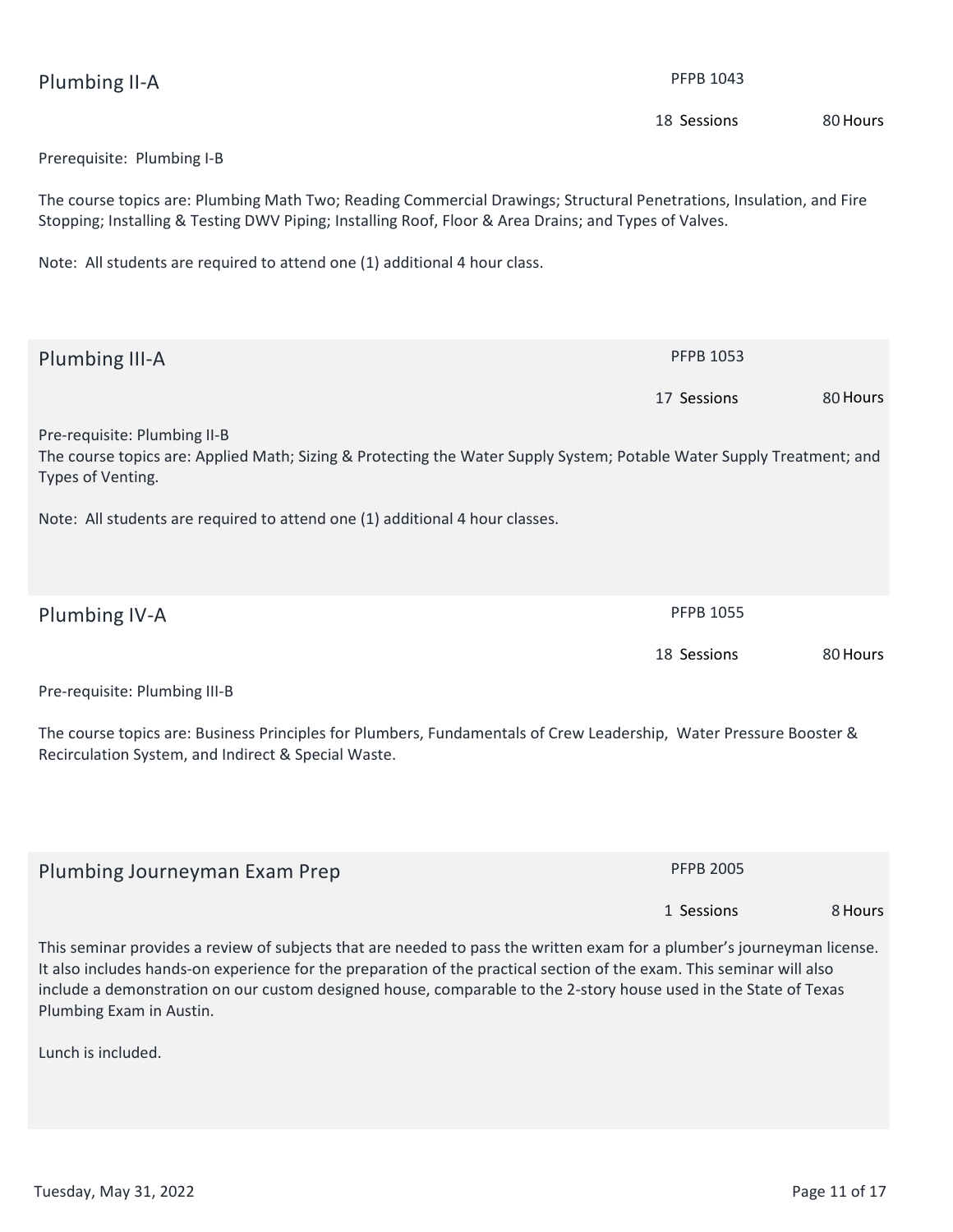## Plumbing II-A

PFPB 1043

18 Sessions 80 Hours

Prerequisite: Plumbing I-B

The course topics are: Plumbing Math Two; Reading Commercial Drawings; Structural Penetrations, Insulation, and Fire Stopping; Installing & Testing DWV Piping; Installing Roof, Floor & Area Drains; and Types of Valves.

Note: All students are required to attend one (1) additional 4 hour class.

## Plumbing III-A

PFPB 1053

17 Sessions 80 Hours

Pre-requisite: Plumbing II-B

The course topics are: Applied Math; Sizing & Protecting the Water Supply System; Potable Water Supply Treatment; and Types of Venting.

Note: All students are required to attend one (1) additional 4 hour classes.

## Plumbing IV-A

PFPB 1055

18 Sessions 80 Hours

Pre-requisite: Plumbing III-B

The course topics are: Business Principles for Plumbers, Fundamentals of Crew Leadership, Water Pressure Booster & Recirculation System, and Indirect & Special Waste.

## Plumbing Journeyman Exam Prep

PFPB 2005

1 Sessions 8 Hours

This seminar provides a review of subjects that are needed to pass the written exam for a plumber's journeyman license. It also includes hands-on experience for the preparation of the practical section of the exam. This seminar will also include a demonstration on our custom designed house, comparable to the 2-story house used in the State of Texas Plumbing Exam in Austin.

Lunch is included.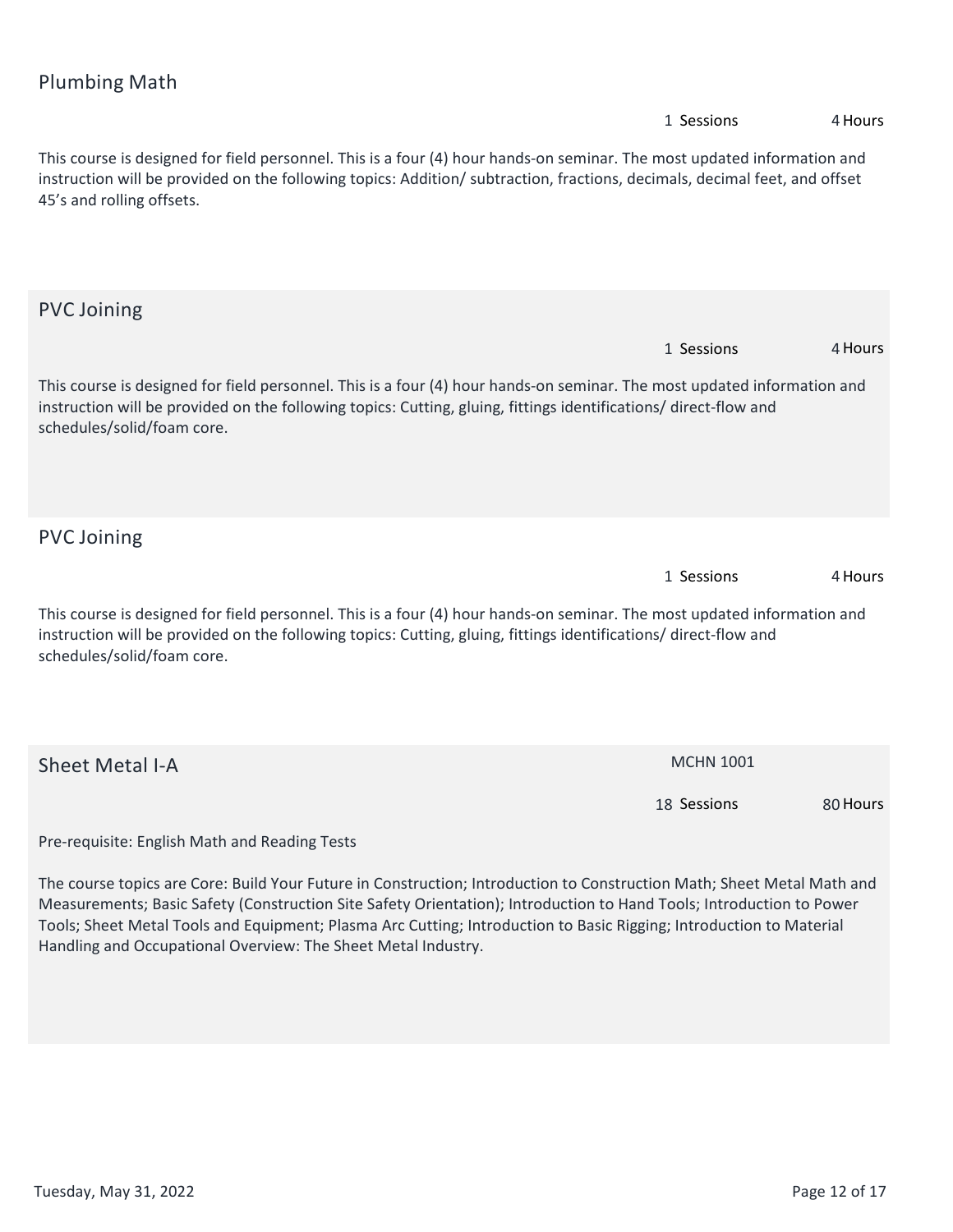## Plumbing Math

1 Sessions 4 Hours

This course is designed for field personnel. This is a four (4) hour hands-on seminar. The most updated information and instruction will be provided on the following topics: Addition/ subtraction, fractions, decimals, decimal feet, and offset 45's and rolling offsets.

## PVC Joining

1 Sessions 4 Hours

This course is designed for field personnel. This is a four (4) hour hands-on seminar. The most updated information and instruction will be provided on the following topics: Cutting, gluing, fittings identifications/ direct-flow and schedules/solid/foam core.

## PVC Joining

1 Sessions 4 Hours

This course is designed for field personnel. This is a four (4) hour hands-on seminar. The most updated information and instruction will be provided on the following topics: Cutting, gluing, fittings identifications/ direct-flow and schedules/solid/foam core.

## Sheet Metal I-A

MCHN 1001

18 Sessions 80 Hours

Pre-requisite: English Math and Reading Tests

The course topics are Core: Build Your Future in Construction; Introduction to Construction Math; Sheet Metal Math and Measurements; Basic Safety (Construction Site Safety Orientation); Introduction to Hand Tools; Introduction to Power Tools; Sheet Metal Tools and Equipment; Plasma Arc Cutting; Introduction to Basic Rigging; Introduction to Material Handling and Occupational Overview: The Sheet Metal Industry.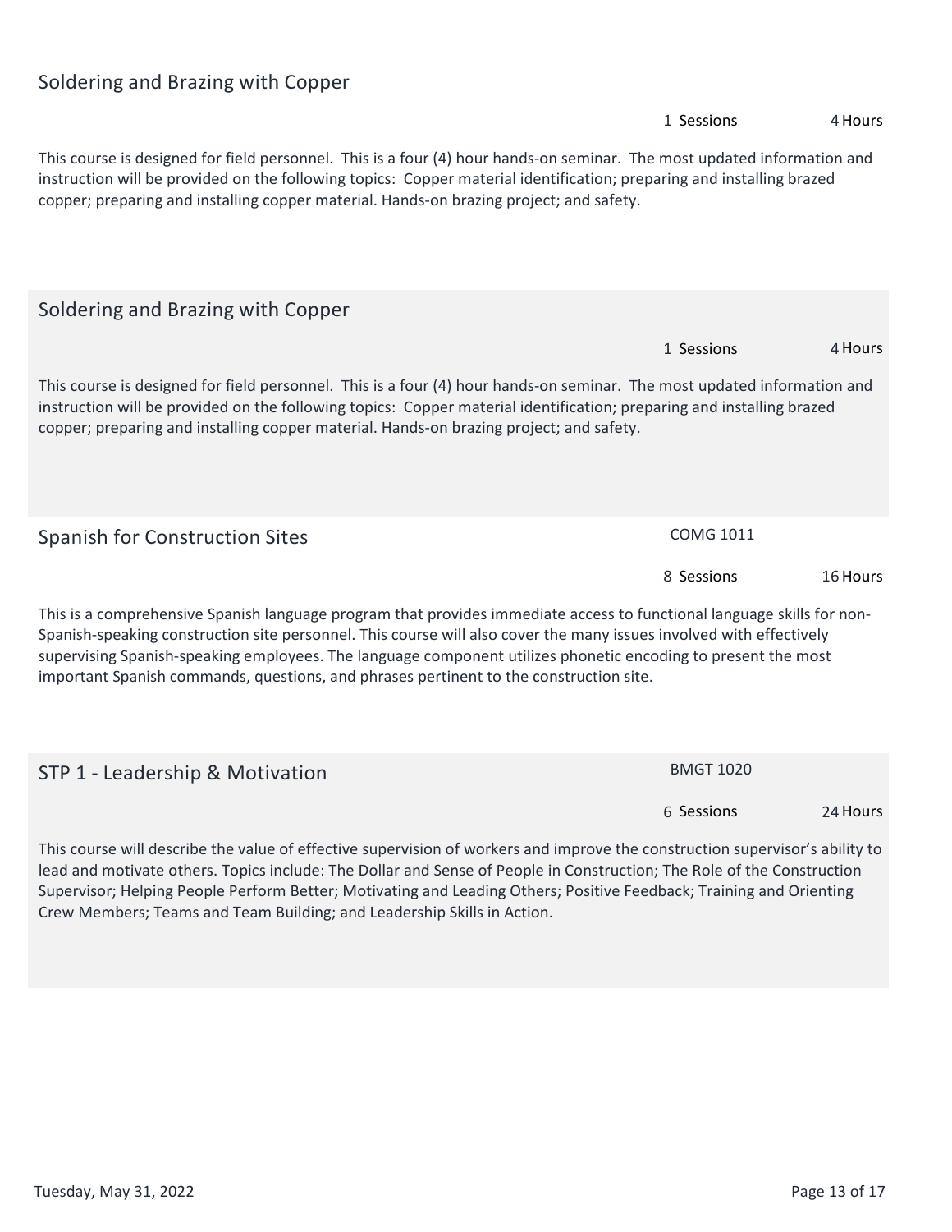## Soldering and Brazing with Copper

1 Sessions 4 Hours

This course is designed for field personnel. This is a four (4) hour hands-on seminar. The most updated information and instruction will be provided on the following topics: Copper material identification; preparing and installing brazed copper; preparing and installing copper material. Hands-on brazing project; and safety.

## Soldering and Brazing with Copper

1 Sessions 4 Hours

This course is designed for field personnel. This is a four (4) hour hands-on seminar. The most updated information and instruction will be provided on the following topics: Copper material identification; preparing and installing brazed copper; preparing and installing copper material. Hands-on brazing project; and safety.

## Spanish for Construction Sites

COMG 1011

8 Sessions 16 Hours

This is a comprehensive Spanish language program that provides immediate access to functional language skills for non-Spanish-speaking construction site personnel. This course will also cover the many issues involved with effectively supervising Spanish-speaking employees. The language component utilizes phonetic encoding to present the most important Spanish commands, questions, and phrases pertinent to the construction site.

## STP 1 - Leadership & Motivation

BMGT 1020

6 Sessions 24 Hours

This course will describe the value of effective supervision of workers and improve the construction supervisor's ability to lead and motivate others. Topics include: The Dollar and Sense of People in Construction; The Role of the Construction Supervisor; Helping People Perform Better; Motivating and Leading Others; Positive Feedback; Training and Orienting Crew Members; Teams and Team Building; and Leadership Skills in Action.

Tuesday, May 31, 2022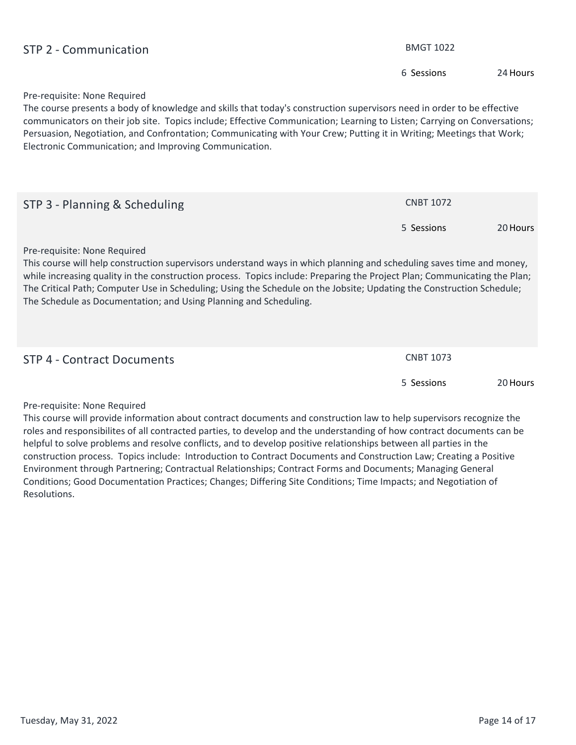## STP 2 - Communication

BMGT 1022

6 Sessions 24 Hours

Pre-requisite: None Required

The course presents a body of knowledge and skills that today's construction supervisors need in order to be effective communicators on their job site. Topics include; Effective Communication; Learning to Listen; Carrying on Conversations; Persuasion, Negotiation, and Confrontation; Communicating with Your Crew; Putting it in Writing; Meetings that Work; Electronic Communication; and Improving Communication.

## STP 3 - Planning & Scheduling

CNBT 1072

5 Sessions 20 Hours

Pre-requisite: None Required

This course will help construction supervisors understand ways in which planning and scheduling saves time and money, while increasing quality in the construction process. Topics include: Preparing the Project Plan; Communicating the Plan; The Critical Path; Computer Use in Scheduling; Using the Schedule on the Jobsite; Updating the Construction Schedule; The Schedule as Documentation; and Using Planning and Scheduling.

## STP 4 - Contract Documents

CNBT 1073

5 Sessions 20 Hours

Pre-requisite: None Required

This course will provide information about contract documents and construction law to help supervisors recognize the roles and responsibilites of all contracted parties, to develop and the understanding of how contract documents can be helpful to solve problems and resolve conflicts, and to develop positive relationships between all parties in the construction process. Topics include: Introduction to Contract Documents and Construction Law; Creating a Positive Environment through Partnering; Contractual Relationships; Contract Forms and Documents; Managing General Conditions; Good Documentation Practices; Changes; Differing Site Conditions; Time Impacts; and Negotiation of Resolutions.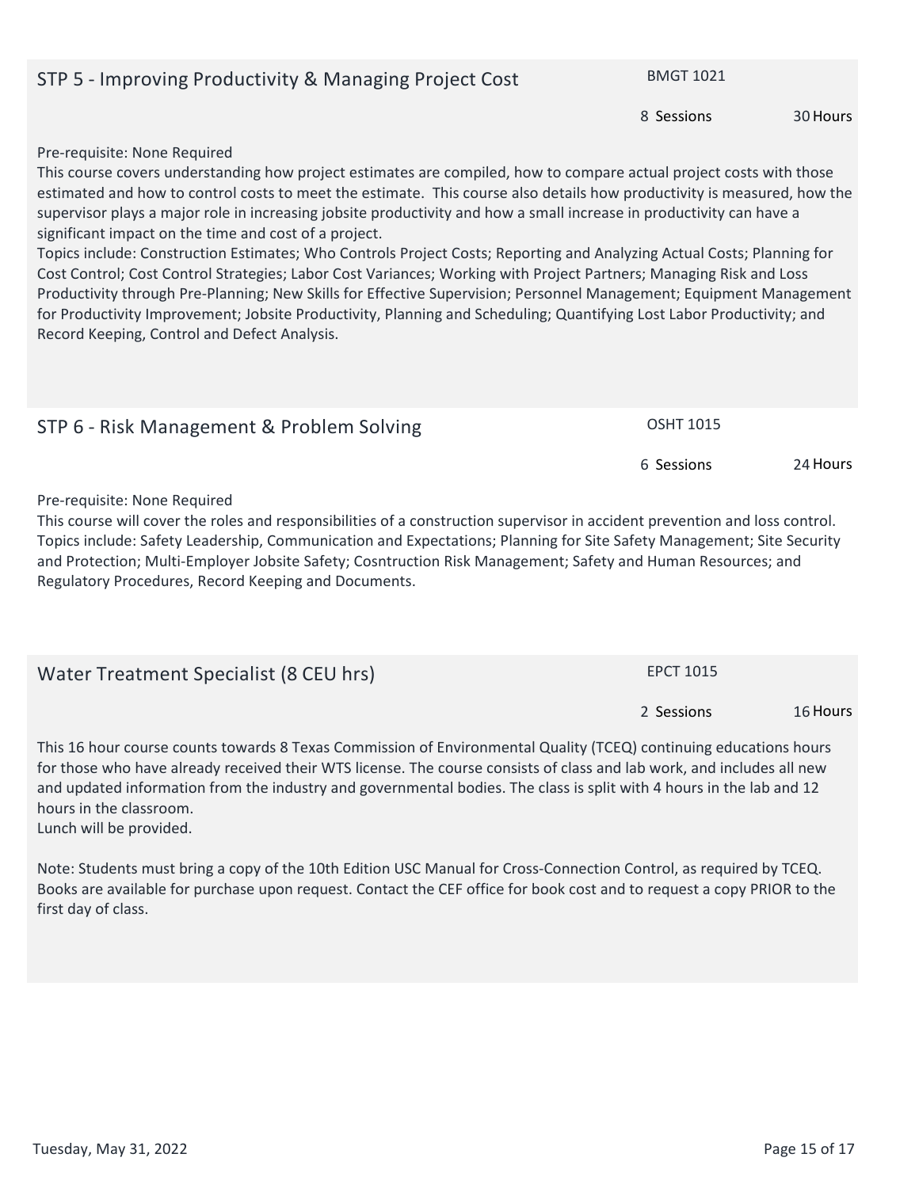## STP 5 - Improving Productivity & Managing Project Cost

BMGT 1021

8 Sessions 30 Hours

Pre-requisite: None Required

This course covers understanding how project estimates are compiled, how to compare actual project costs with those estimated and how to control costs to meet the estimate. This course also details how productivity is measured, how the supervisor plays a major role in increasing jobsite productivity and how a small increase in productivity can have a significant impact on the time and cost of a project.

Topics include: Construction Estimates; Who Controls Project Costs; Reporting and Analyzing Actual Costs; Planning for Cost Control; Cost Control Strategies; Labor Cost Variances; Working with Project Partners; Managing Risk and Loss Productivity through Pre-Planning; New Skills for Effective Supervision; Personnel Management; Equipment Management for Productivity Improvement; Jobsite Productivity, Planning and Scheduling; Quantifying Lost Labor Productivity; and Record Keeping, Control and Defect Analysis.

## STP 6 - Risk Management & Problem Solving

OSHT 1015

6 Sessions 24 Hours

Pre-requisite: None Required

This course will cover the roles and responsibilities of a construction supervisor in accident prevention and loss control. Topics include: Safety Leadership, Communication and Expectations; Planning for Site Safety Management; Site Security and Protection; Multi-Employer Jobsite Safety; Cosntruction Risk Management; Safety and Human Resources; and Regulatory Procedures, Record Keeping and Documents.

## Water Treatment Specialist (8 CEU hrs)

EPCT 1015

2 Sessions 16 Hours

This 16 hour course counts towards 8 Texas Commission of Environmental Quality (TCEQ) continuing educations hours for those who have already received their WTS license. The course consists of class and lab work, and includes all new and updated information from the industry and governmental bodies. The class is split with 4 hours in the lab and 12 hours in the classroom.

Lunch will be provided.

Note: Students must bring a copy of the 10th Edition USC Manual for Cross-Connection Control, as required by TCEQ. Books are available for purchase upon request. Contact the CEF office for book cost and to request a copy PRIOR to the first day of class.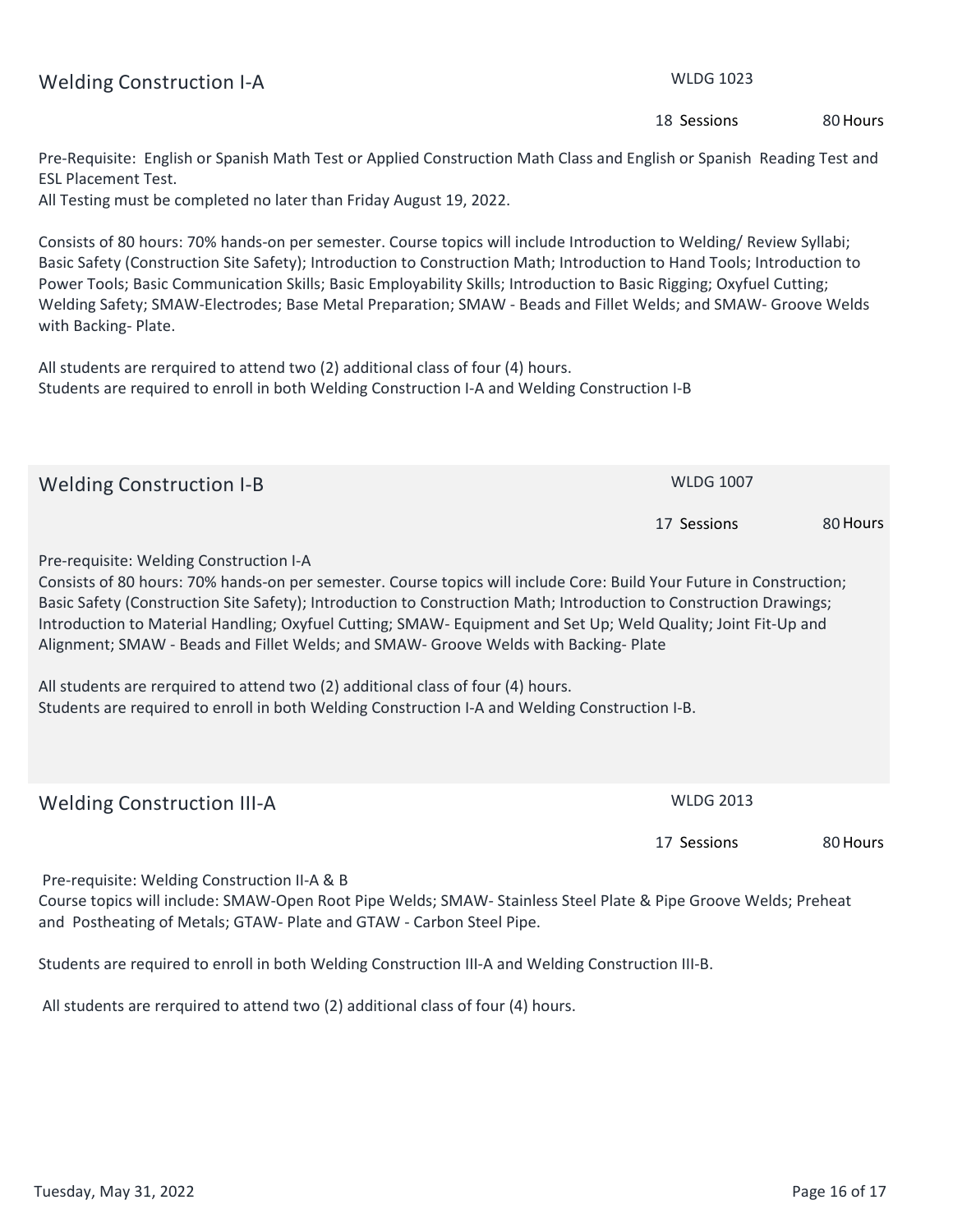## Welding Construction I-A

WLDG 1023

18 Sessions 80 Hours

Pre-Requisite: English or Spanish Math Test or Applied Construction Math Class and English or Spanish Reading Test and ESL Placement Test.
All Testing must be completed no later than Friday August 19, 2022.

Consists of 80 hours: 70% hands-on per semester. Course topics will include Introduction to Welding/ Review Syllabi; Basic Safety (Construction Site Safety); Introduction to Construction Math; Introduction to Hand Tools; Introduction to Power Tools; Basic Communication Skills; Basic Employability Skills; Introduction to Basic Rigging; Oxyfuel Cutting; Welding Safety; SMAW-Electrodes; Base Metal Preparation; SMAW - Beads and Fillet Welds; and SMAW- Groove Welds with Backing- Plate.

All students are rerquired to attend two (2) additional class of four (4) hours.
Students are required to enroll in both Welding Construction I-A and Welding Construction I-B

## Welding Construction I-B

WLDG 1007

17 Sessions 80 Hours

Pre-requisite: Welding Construction I-A
Consists of 80 hours: 70% hands-on per semester. Course topics will include Core: Build Your Future in Construction; Basic Safety (Construction Site Safety); Introduction to Construction Math; Introduction to Construction Drawings; Introduction to Material Handling; Oxyfuel Cutting; SMAW- Equipment and Set Up; Weld Quality; Joint Fit-Up and Alignment; SMAW - Beads and Fillet Welds; and SMAW- Groove Welds with Backing- Plate

All students are rerquired to attend two (2) additional class of four (4) hours.
Students are required to enroll in both Welding Construction I-A and Welding Construction I-B.

## Welding Construction III-A

WLDG 2013

17 Sessions 80 Hours

Pre-requisite: Welding Construction II-A & B
Course topics will include: SMAW-Open Root Pipe Welds; SMAW- Stainless Steel Plate & Pipe Groove Welds; Preheat and Postheating of Metals; GTAW- Plate and GTAW - Carbon Steel Pipe.

Students are required to enroll in both Welding Construction III-A and Welding Construction III-B.

All students are rerquired to attend two (2) additional class of four (4) hours.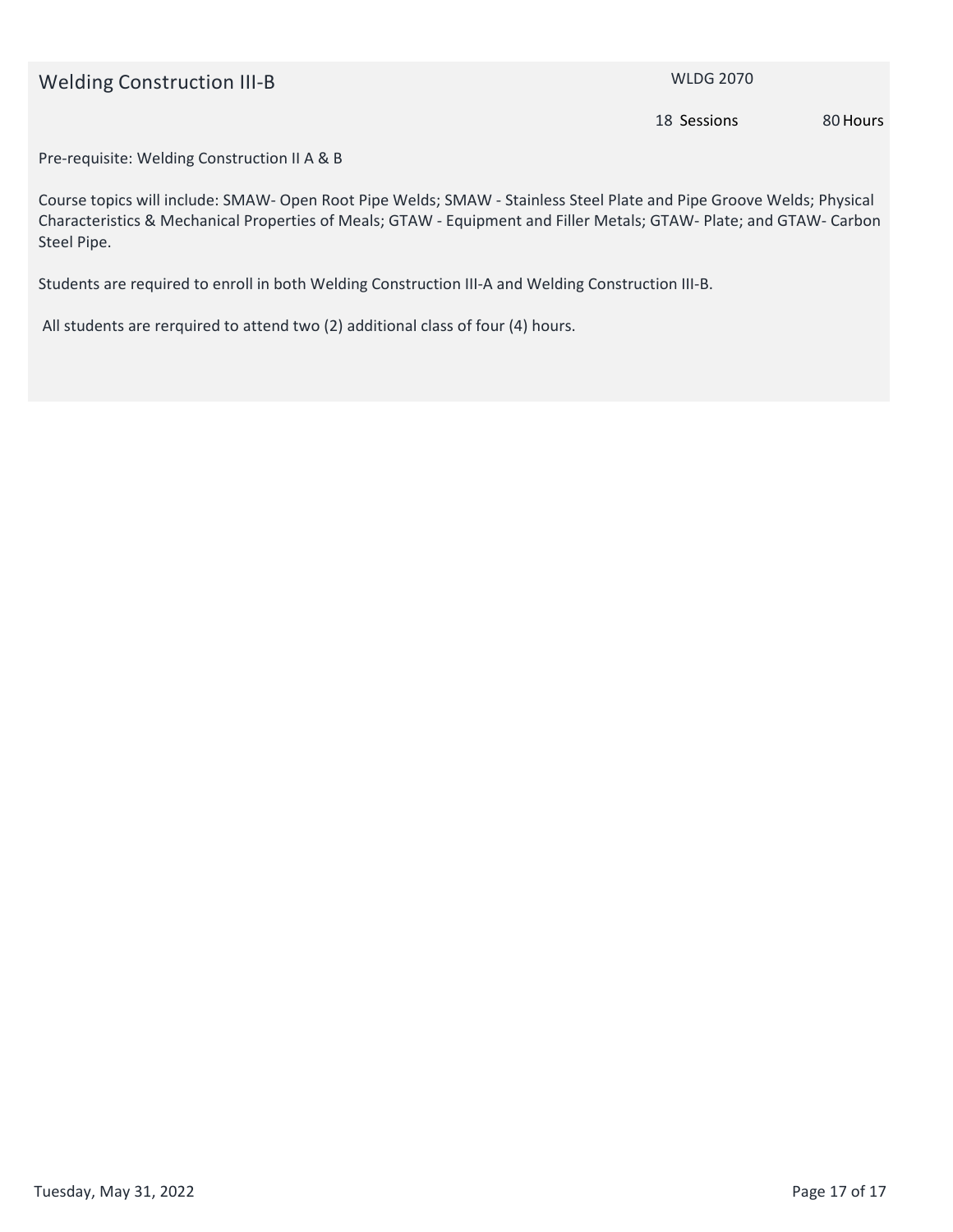## Welding Construction III-B

WLDG 2070

18 Sessions | 80 Hours

Pre-requisite: Welding Construction II A & B

Course topics will include: SMAW- Open Root Pipe Welds; SMAW - Stainless Steel Plate and Pipe Groove Welds; Physical Characteristics & Mechanical Properties of Meals; GTAW - Equipment and Filler Metals; GTAW- Plate; and GTAW- Carbon Steel Pipe.

Students are required to enroll in both Welding Construction III-A and Welding Construction III-B.

All students are rerquired to attend two (2) additional class of four (4) hours.